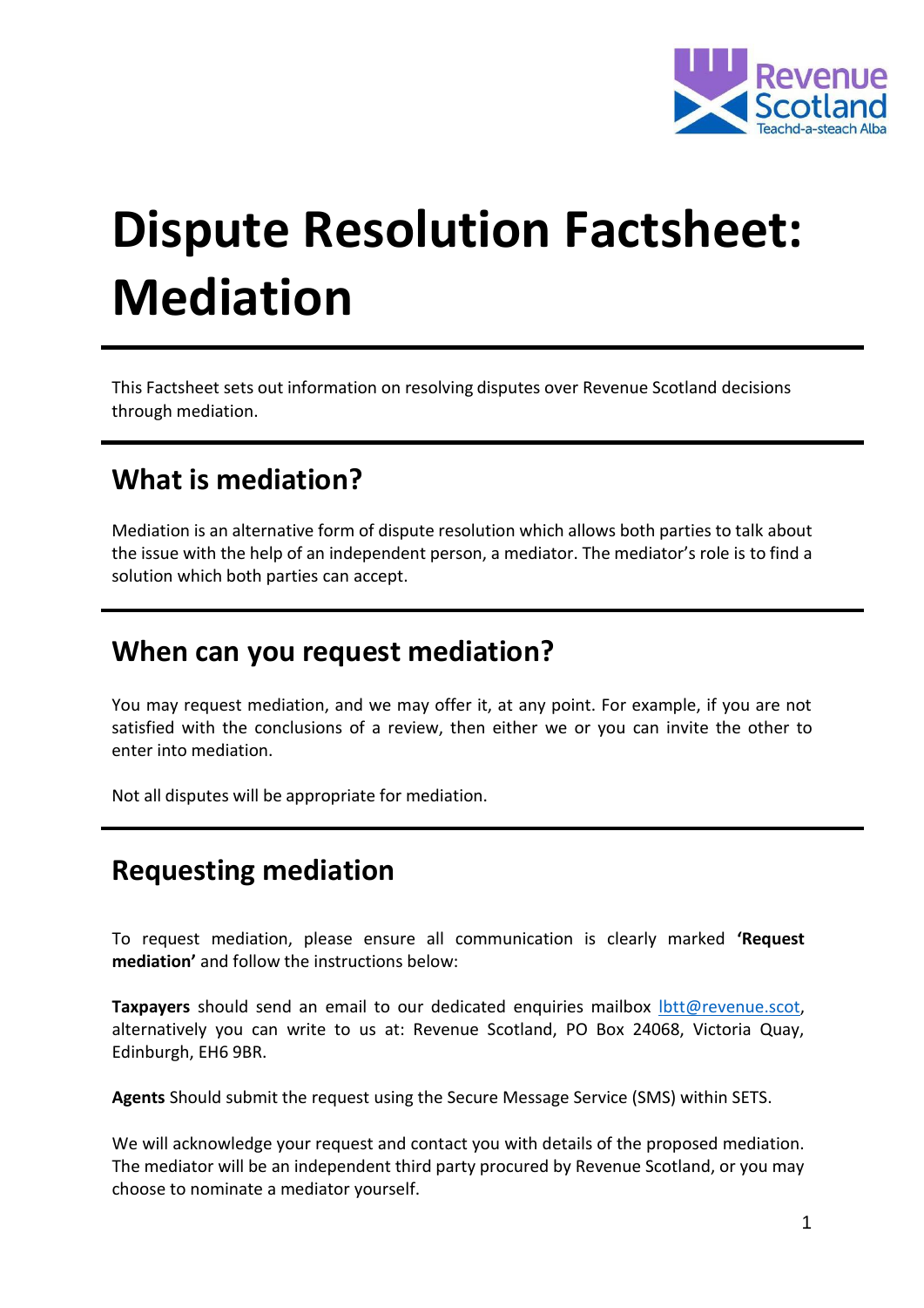# Dispute Resolution Factsheet: Mediation

This Factsheet sets out information on resolving disputes over Revenue Scotland decisions through mediation.

## What is mediation?

Mediation is an alternative form of dispute resolution which allows both parties to talk about the issue with the help of an independent person, a mediator. The mediator's role is to find a solution which both parties can accept.

## When can you request mediation?

You may request mediation, and we may offer it, at any point. For example, if you are not satisfied with the conclusions of a review, then either we or you can invite the other to enter into mediation.

Not all disputes will be appropriate for mediation.

## Requesting mediation

To request mediation, please ensure all communication is clearly marked **'Request mediation'** and follow the instructions below:

**Taxpayers** should send an email to our dedicated enquiries mailbox lbtt@revenue.scot, alternatively you can write to us at: Revenue Scotland, PO Box 24068, Victoria Quay, Edinburgh, EH6 9BR.

**Agents** Should submit the request using the Secure Message Service (SMS) within SETS.

We will acknowledge your request and contact you with details of the proposed mediation. The mediator will be an independent third party procured by Revenue Scotland, or you may choose to nominate a mediator yourself.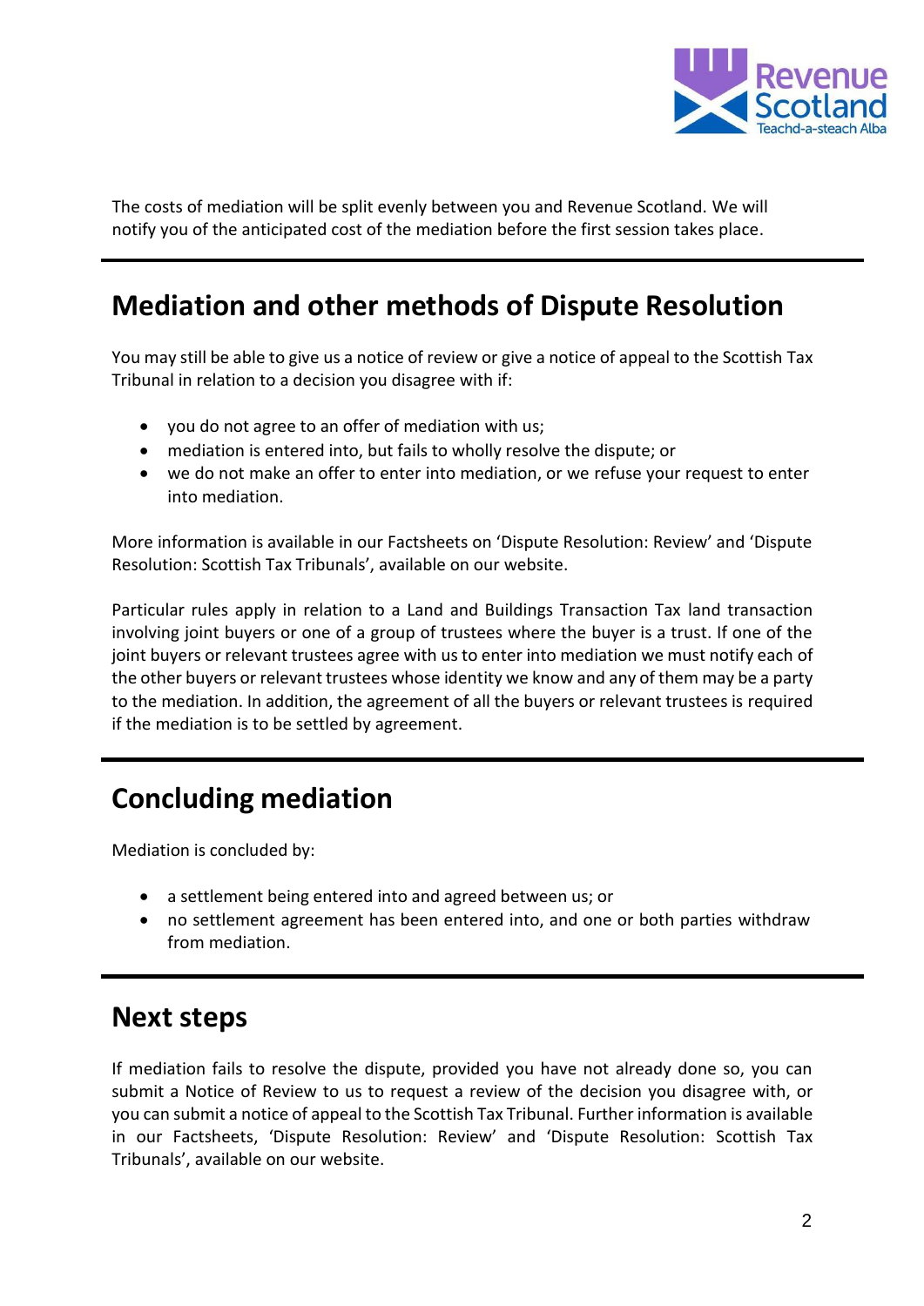The costs of mediation will be split evenly between you and Revenue Scotland. We will notify you of the anticipated cost of the mediation before the first session takes place.

## Mediation and other methods of Dispute Resolution

You may still be able to give us a notice of review or give a notice of appeal to the Scottish Tax Tribunal in relation to a decision you disagree with if:

- you do not agree to an offer of mediation with us;
- mediation is entered into, but fails to wholly resolve the dispute; or
- we do not make an offer to enter into mediation, or we refuse your request to enter into mediation.

More information is available in our Factsheets on 'Dispute Resolution: Review' and 'Dispute Resolution: Scottish Tax Tribunals', available on our website.

Particular rules apply in relation to a Land and Buildings Transaction Tax land transaction involving joint buyers or one of a group of trustees where the buyer is a trust. If one of the joint buyers or relevant trustees agree with us to enter into mediation we must notify each of the other buyers or relevant trustees whose identity we know and any of them may be a party to the mediation. In addition, the agreement of all the buyers or relevant trustees is required if the mediation is to be settled by agreement.

## Concluding mediation

Mediation is concluded by:

- a settlement being entered into and agreed between us; or
- no settlement agreement has been entered into, and one or both parties withdraw from mediation.

## Next steps

If mediation fails to resolve the dispute, provided you have not already done so, you can submit a Notice of Review to us to request a review of the decision you disagree with, or you can submit a notice of appeal to the Scottish Tax Tribunal. Further information is available in our Factsheets, 'Dispute Resolution: Review' and 'Dispute Resolution: Scottish Tax Tribunals', available on our website.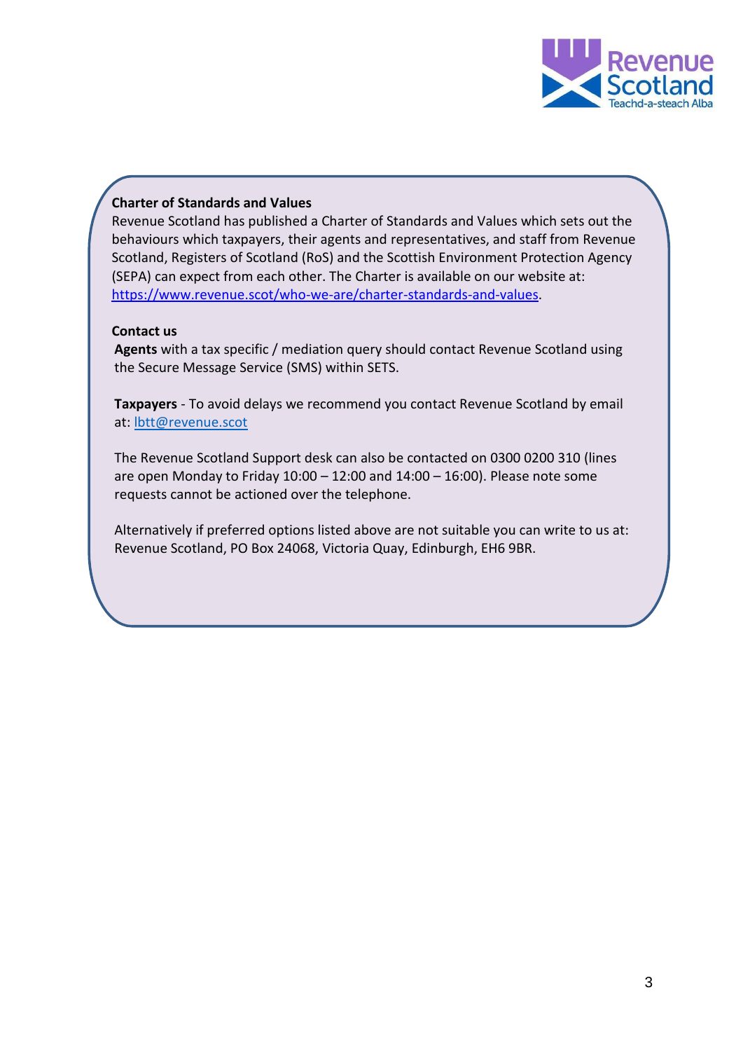**Charter of Standards and Values**

Revenue Scotland has published a Charter of Standards and Values which sets out the behaviours which taxpayers, their agents and representatives, and staff from Revenue Scotland, Registers of Scotland (RoS) and the Scottish Environment Protection Agency (SEPA) can expect from each other. The Charter is available on our website at: [https://www.revenue.scot/who-we-are/charter-standards-and-values](https://www.revenue.scot/who-we-are/charter-standards-and-values).

**Contact us**

**Agents** with a tax specific / mediation query should contact Revenue Scotland using the Secure Message Service (SMS) within SETS.

**Taxpayers** - To avoid delays we recommend you contact Revenue Scotland by email at: [lbtt@revenue.scot](mailto:lbtt@revenue.scot)

The Revenue Scotland Support desk can also be contacted on 0300 0200 310 (lines are open Monday to Friday 10:00 – 12:00 and 14:00 – 16:00). Please note some requests cannot be actioned over the telephone.

Alternatively if preferred options listed above are not suitable you can write to us at: Revenue Scotland, PO Box 24068, Victoria Quay, Edinburgh, EH6 9BR.